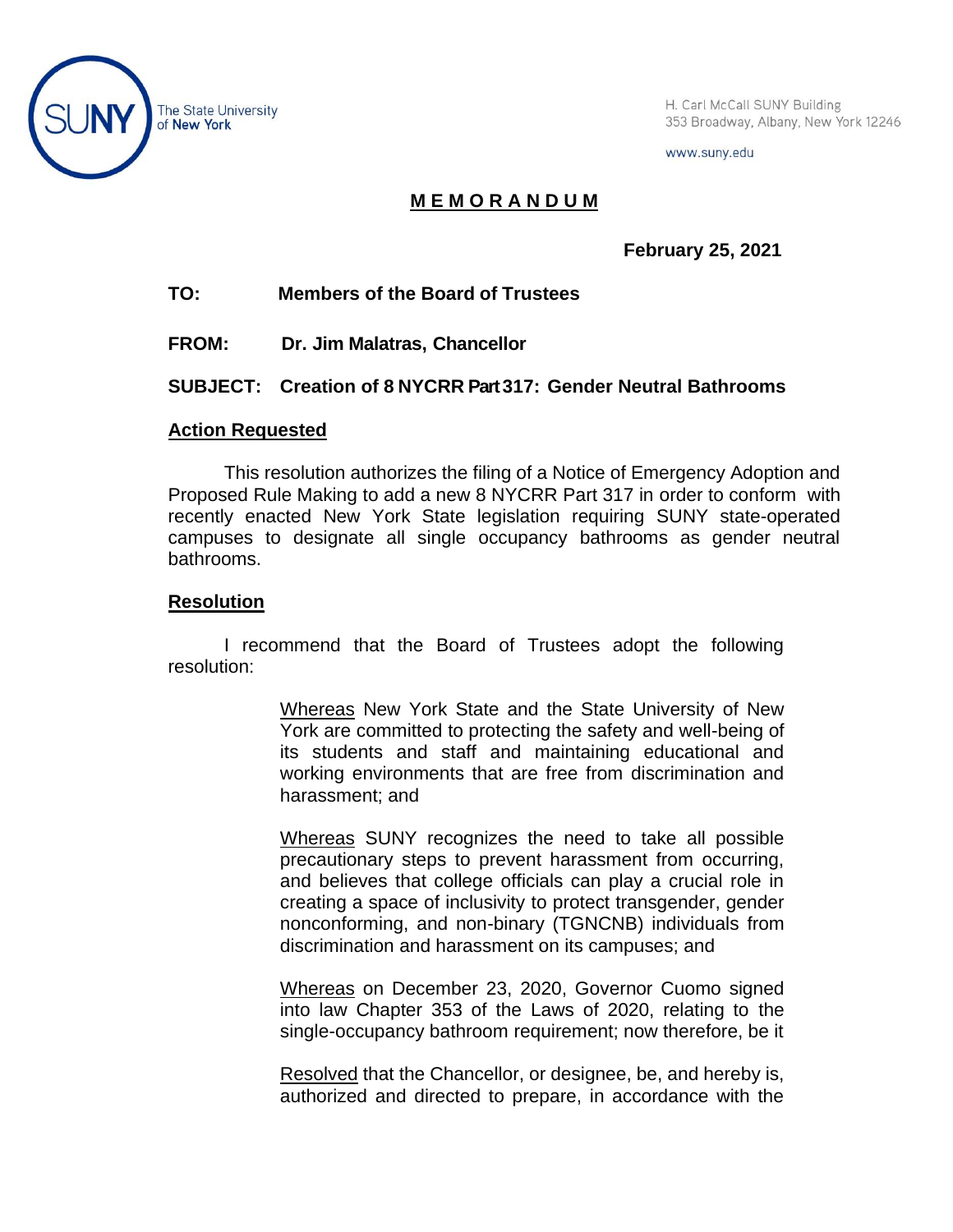The State University of New York

H. Carl McCall SUNY Building
353 Broadway, Albany, New York 12246

www.suny.edu

# M E M O R A N D U M

**February 25, 2021**

**TO:** **Members of the Board of Trustees**

**FROM:** **Dr. Jim Malatras, Chancellor**

**SUBJECT:** **Creation of 8 NYCRR Part 317: Gender Neutral Bathrooms**

## Action Requested

This resolution authorizes the filing of a Notice of Emergency Adoption and Proposed Rule Making to add a new 8 NYCRR Part 317 in order to conform with recently enacted New York State legislation requiring SUNY state-operated campuses to designate all single occupancy bathrooms as gender neutral bathrooms.

## Resolution

I recommend that the Board of Trustees adopt the following resolution:

> Whereas New York State and the State University of New York are committed to protecting the safety and well-being of its students and staff and maintaining educational and working environments that are free from discrimination and harassment; and
>
> Whereas SUNY recognizes the need to take all possible precautionary steps to prevent harassment from occurring, and believes that college officials can play a crucial role in creating a space of inclusivity to protect transgender, gender nonconforming, and non-binary (TGNCNB) individuals from discrimination and harassment on its campuses; and
>
> Whereas on December 23, 2020, Governor Cuomo signed into law Chapter 353 of the Laws of 2020, relating to the single-occupancy bathroom requirement; now therefore, be it
>
> Resolved that the Chancellor, or designee, be, and hereby is, authorized and directed to prepare, in accordance with the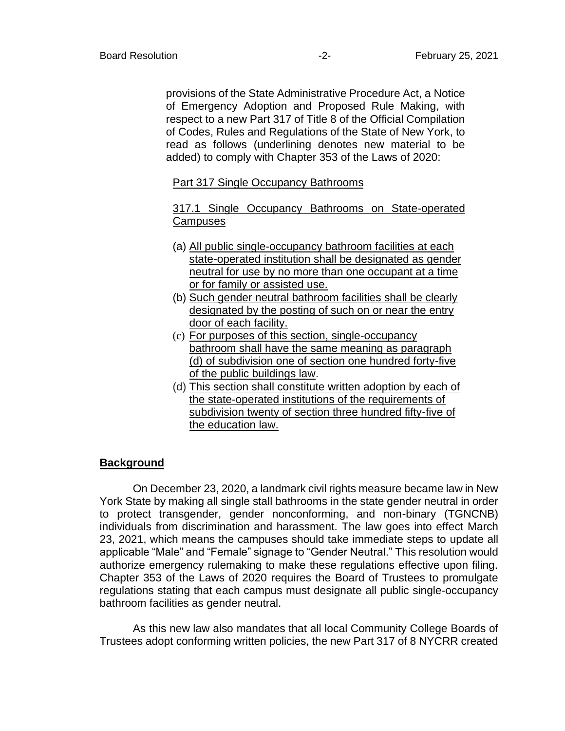provisions of the State Administrative Procedure Act, a Notice of Emergency Adoption and Proposed Rule Making, with respect to a new Part 317 of Title 8 of the Official Compilation of Codes, Rules and Regulations of the State of New York, to read as follows (underlining denotes new material to be added) to comply with Chapter 353 of the Laws of 2020:

<u>Part 317 Single Occupancy Bathrooms</u>

<u>317.1 Single Occupancy Bathrooms on State-operated Campuses</u>

(a) <u>All public single-occupancy bathroom facilities at each state-operated institution shall be designated as gender neutral for use by no more than one occupant at a time or for family or assisted use.</u>
(b) <u>Such gender neutral bathroom facilities shall be clearly designated by the posting of such on or near the entry door of each facility.</u>
(c) <u>For purposes of this section, single-occupancy bathroom shall have the same meaning as paragraph (d) of subdivision one of section one hundred forty-five of the public buildings law</u>.
(d) <u>This section shall constitute written adoption by each of the state-operated institutions of the requirements of subdivision twenty of section three hundred fifty-five of the education law.</u>

## Background

On December 23, 2020, a landmark civil rights measure became law in New York State by making all single stall bathrooms in the state gender neutral in order to protect transgender, gender nonconforming, and non-binary (TGNCNB) individuals from discrimination and harassment. The law goes into effect March 23, 2021, which means the campuses should take immediate steps to update all applicable "Male" and "Female" signage to "Gender Neutral." This resolution would authorize emergency rulemaking to make these regulations effective upon filing. Chapter 353 of the Laws of 2020 requires the Board of Trustees to promulgate regulations stating that each campus must designate all public single-occupancy bathroom facilities as gender neutral.

As this new law also mandates that all local Community College Boards of Trustees adopt conforming written policies, the new Part 317 of 8 NYCRR created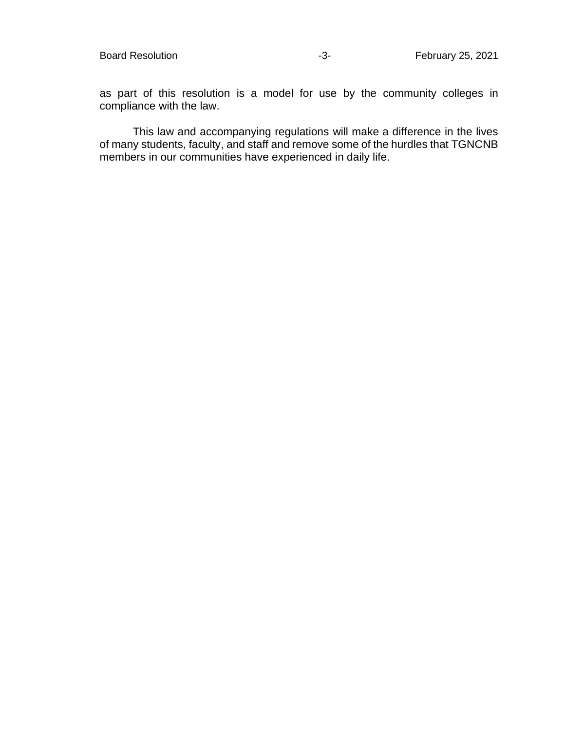as part of this resolution is a model for use by the community colleges in compliance with the law.

This law and accompanying regulations will make a difference in the lives of many students, faculty, and staff and remove some of the hurdles that TGNCNB members in our communities have experienced in daily life.